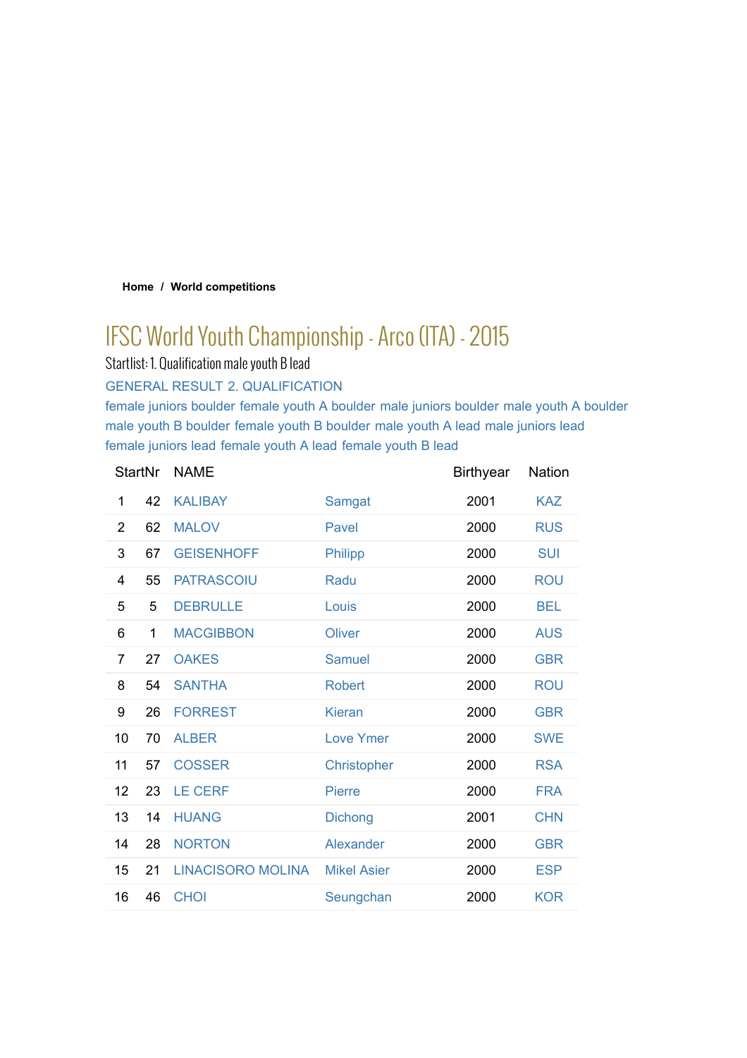**Home / World competitions**

# IFSC World Youth Championship - Arco (ITA) - 2015

Startlist: 1. Qualification male youth B lead

GENERAL RESULT 2. QUALIFICATION

female juniors boulder female youth A boulder male juniors boulder male youth A boulder male youth B boulder female youth B boulder male youth A lead male juniors lead female juniors lead female youth A lead female youth B lead

| | StartNr | NAME | | Birthyear | Nation |
|---|---|---|---|---|---|
| 1 | 42 | KALIBAY | Samgat | 2001 | KAZ |
| 2 | 62 | MALOV | Pavel | 2000 | RUS |
| 3 | 67 | GEISENHOFF | Philipp | 2000 | SUI |
| 4 | 55 | PATRASCOIU | Radu | 2000 | ROU |
| 5 | 5 | DEBRULLE | Louis | 2000 | BEL |
| 6 | 1 | MACGIBBON | Oliver | 2000 | AUS |
| 7 | 27 | OAKES | Samuel | 2000 | GBR |
| 8 | 54 | SANTHA | Robert | 2000 | ROU |
| 9 | 26 | FORREST | Kieran | 2000 | GBR |
| 10 | 70 | ALBER | Love Ymer | 2000 | SWE |
| 11 | 57 | COSSER | Christopher | 2000 | RSA |
| 12 | 23 | LE CERF | Pierre | 2000 | FRA |
| 13 | 14 | HUANG | Dichong | 2001 | CHN |
| 14 | 28 | NORTON | Alexander | 2000 | GBR |
| 15 | 21 | LINACISORO MOLINA | Mikel Asier | 2000 | ESP |
| 16 | 46 | CHOI | Seungchan | 2000 | KOR |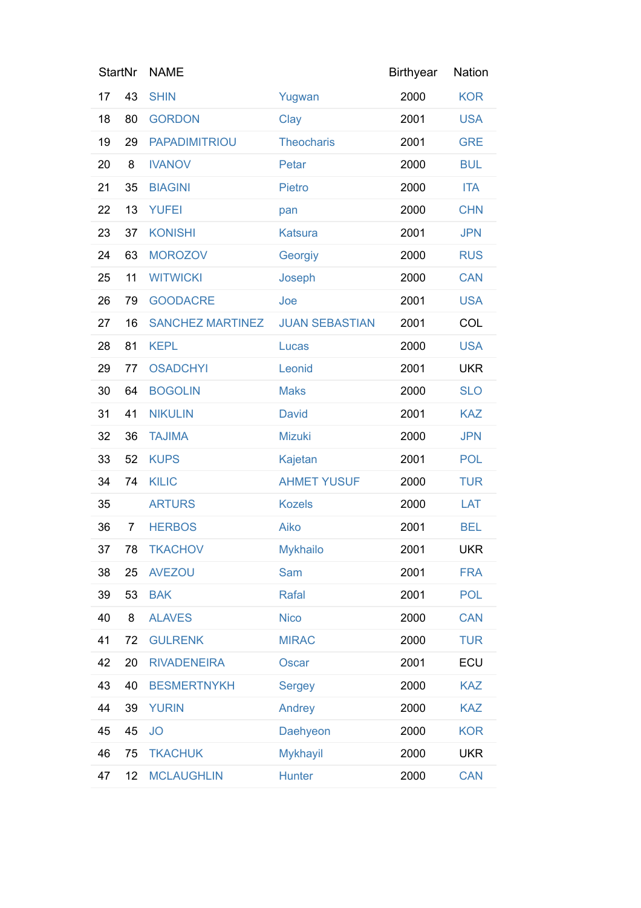| | StartNr | NAME | | Birthyear | Nation |
|---|---|---|---|---|---|
| 17 | 43 | SHIN | Yugwan | 2000 | KOR |
| 18 | 80 | GORDON | Clay | 2001 | USA |
| 19 | 29 | PAPADIMITRIOU | Theocharis | 2001 | GRE |
| 20 | 8 | IVANOV | Petar | 2000 | BUL |
| 21 | 35 | BIAGINI | Pietro | 2000 | ITA |
| 22 | 13 | YUFEI | pan | 2000 | CHN |
| 23 | 37 | KONISHI | Katsura | 2001 | JPN |
| 24 | 63 | MOROZOV | Georgiy | 2000 | RUS |
| 25 | 11 | WITWICKI | Joseph | 2000 | CAN |
| 26 | 79 | GOODACRE | Joe | 2001 | USA |
| 27 | 16 | SANCHEZ MARTINEZ | JUAN SEBASTIAN | 2001 | COL |
| 28 | 81 | KEPL | Lucas | 2000 | USA |
| 29 | 77 | OSADCHYI | Leonid | 2001 | UKR |
| 30 | 64 | BOGOLIN | Maks | 2000 | SLO |
| 31 | 41 | NIKULIN | David | 2001 | KAZ |
| 32 | 36 | TAJIMA | Mizuki | 2000 | JPN |
| 33 | 52 | KUPS | Kajetan | 2001 | POL |
| 34 | 74 | KILIC | AHMET YUSUF | 2000 | TUR |
| 35 | | ARTURS | Kozels | 2000 | LAT |
| 36 | 7 | HERBOS | Aiko | 2001 | BEL |
| 37 | 78 | TKACHOV | Mykhailo | 2001 | UKR |
| 38 | 25 | AVEZOU | Sam | 2001 | FRA |
| 39 | 53 | BAK | Rafal | 2001 | POL |
| 40 | 8 | ALAVES | Nico | 2000 | CAN |
| 41 | 72 | GULRENK | MIRAC | 2000 | TUR |
| 42 | 20 | RIVADENEIRA | Oscar | 2001 | ECU |
| 43 | 40 | BESMERTNYKH | Sergey | 2000 | KAZ |
| 44 | 39 | YURIN | Andrey | 2000 | KAZ |
| 45 | 45 | JO | Daehyeon | 2000 | KOR |
| 46 | 75 | TKACHUK | Mykhayil | 2000 | UKR |
| 47 | 12 | MCLAUGHLIN | Hunter | 2000 | CAN |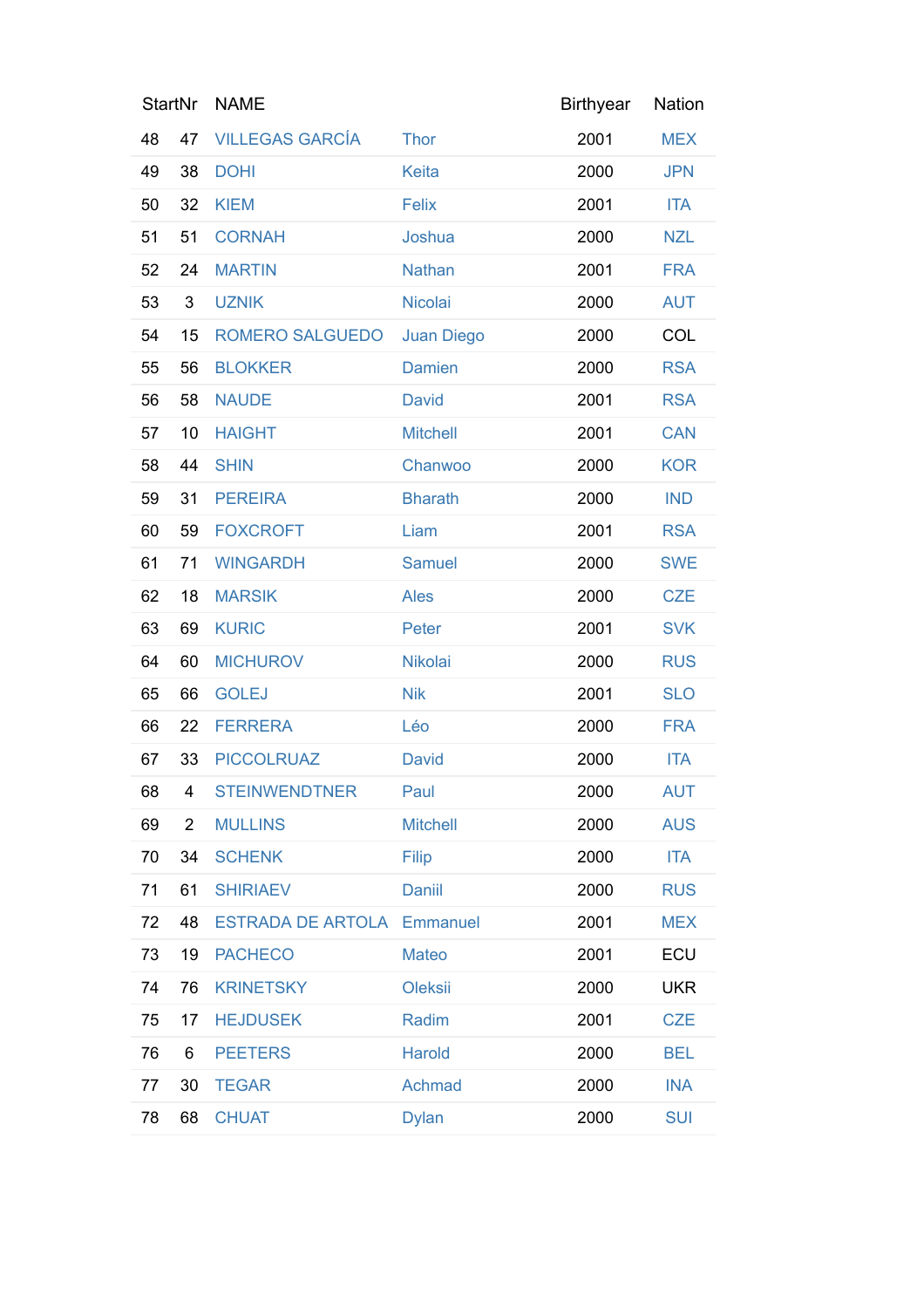| | StartNr | NAME | | Birthyear | Nation |
|---|---|---|---|---|---|
| 48 | 47 | VILLEGAS GARCÍA | Thor | 2001 | MEX |
| 49 | 38 | DOHI | Keita | 2000 | JPN |
| 50 | 32 | KIEM | Felix | 2001 | ITA |
| 51 | 51 | CORNAH | Joshua | 2000 | NZL |
| 52 | 24 | MARTIN | Nathan | 2001 | FRA |
| 53 | 3 | UZNIK | Nicolai | 2000 | AUT |
| 54 | 15 | ROMERO SALGUEDO | Juan Diego | 2000 | COL |
| 55 | 56 | BLOKKER | Damien | 2000 | RSA |
| 56 | 58 | NAUDE | David | 2001 | RSA |
| 57 | 10 | HAIGHT | Mitchell | 2001 | CAN |
| 58 | 44 | SHIN | Chanwoo | 2000 | KOR |
| 59 | 31 | PEREIRA | Bharath | 2000 | IND |
| 60 | 59 | FOXCROFT | Liam | 2001 | RSA |
| 61 | 71 | WINGARDH | Samuel | 2000 | SWE |
| 62 | 18 | MARSIK | Ales | 2000 | CZE |
| 63 | 69 | KURIC | Peter | 2001 | SVK |
| 64 | 60 | MICHUROV | Nikolai | 2000 | RUS |
| 65 | 66 | GOLEJ | Nik | 2001 | SLO |
| 66 | 22 | FERRERA | Léo | 2000 | FRA |
| 67 | 33 | PICCOLRUAZ | David | 2000 | ITA |
| 68 | 4 | STEINWENDTNER | Paul | 2000 | AUT |
| 69 | 2 | MULLINS | Mitchell | 2000 | AUS |
| 70 | 34 | SCHENK | Filip | 2000 | ITA |
| 71 | 61 | SHIRIAEV | Daniil | 2000 | RUS |
| 72 | 48 | ESTRADA DE ARTOLA | Emmanuel | 2001 | MEX |
| 73 | 19 | PACHECO | Mateo | 2001 | ECU |
| 74 | 76 | KRINETSKY | Oleksii | 2000 | UKR |
| 75 | 17 | HEJDUSEK | Radim | 2001 | CZE |
| 76 | 6 | PEETERS | Harold | 2000 | BEL |
| 77 | 30 | TEGAR | Achmad | 2000 | INA |
| 78 | 68 | CHUAT | Dylan | 2000 | SUI |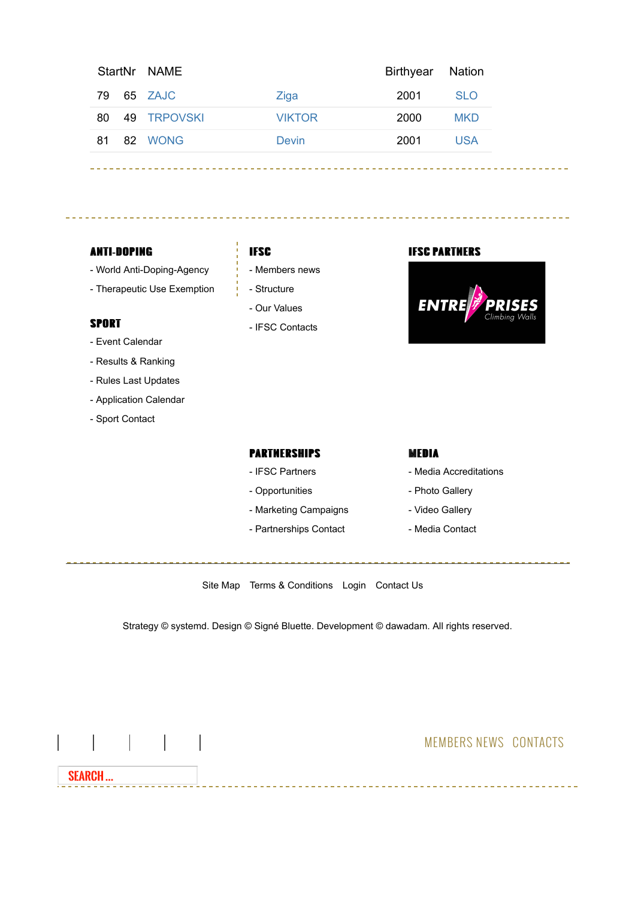| | StartNr | NAME | | Birthyear | Nation |
|---|---|---|---|---|---|
| 79 | 65 | ZAJC | Ziga | 2001 | SLO |
| 80 | 49 | TRPOVSKI | VIKTOR | 2000 | MKD |
| 81 | 82 | WONG | Devin | 2001 | USA |

### ANTI-DOPING

- World Anti-Doping-Agency
- Therapeutic Use Exemption

### SPORT

- Event Calendar
- Results & Ranking
- Rules Last Updates
- Application Calendar
- Sport Contact

### IFSC

- Members news
- Structure
- Our Values
- IFSC Contacts

### IFSC PARTNERS

ENTRE PRISES Climbing Walls

### PARTNERSHIPS

- IFSC Partners
- Opportunities
- Marketing Campaigns
- Partnerships Contact

### MEDIA

- Media Accreditations
- Photo Gallery
- Video Gallery
- Media Contact

Site Map Terms & Conditions Login Contact Us

Strategy © systemd. Design © Signé Bluette. Development © dawadam. All rights reserved.

MEMBERS NEWS CONTACTS

SEARCH ...